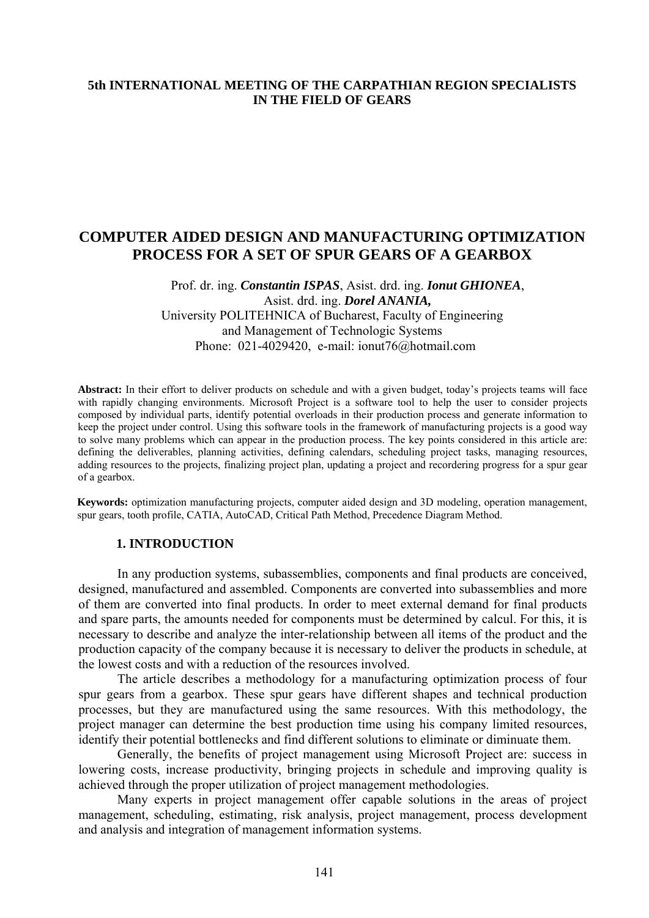**5th INTERNATIONAL MEETING OF THE CARPATHIAN REGION SPECIALISTS IN THE FIELD OF GEARS**

# COMPUTER AIDED DESIGN AND MANUFACTURING OPTIMIZATION PROCESS FOR A SET OF SPUR GEARS OF A GEARBOX

Prof. dr. ing. ***Constantin ISPAS***, Asist. drd. ing. ***Ionut GHIONEA***,
Asist. drd. ing. ***Dorel ANANIA,***
University POLITEHNICA of Bucharest, Faculty of Engineering and Management of Technologic Systems
Phone: 021-4029420, e-mail: ionut76@hotmail.com

**Abstract:** In their effort to deliver products on schedule and with a given budget, today's projects teams will face with rapidly changing environments. Microsoft Project is a software tool to help the user to consider projects composed by individual parts, identify potential overloads in their production process and generate information to keep the project under control. Using this software tools in the framework of manufacturing projects is a good way to solve many problems which can appear in the production process. The key points considered in this article are: defining the deliverables, planning activities, defining calendars, scheduling project tasks, managing resources, adding resources to the projects, finalizing project plan, updating a project and recordering progress for a spur gear of a gearbox.

**Keywords:** optimization manufacturing projects, computer aided design and 3D modeling, operation management, spur gears, tooth profile, CATIA, AutoCAD, Critical Path Method, Precedence Diagram Method.

## 1. INTRODUCTION

In any production systems, subassemblies, components and final products are conceived, designed, manufactured and assembled. Components are converted into subassemblies and more of them are converted into final products. In order to meet external demand for final products and spare parts, the amounts needed for components must be determined by calcul. For this, it is necessary to describe and analyze the inter-relationship between all items of the product and the production capacity of the company because it is necessary to deliver the products in schedule, at the lowest costs and with a reduction of the resources involved.

The article describes a methodology for a manufacturing optimization process of four spur gears from a gearbox. These spur gears have different shapes and technical production processes, but they are manufactured using the same resources. With this methodology, the project manager can determine the best production time using his company limited resources, identify their potential bottlenecks and find different solutions to eliminate or diminuate them.

Generally, the benefits of project management using Microsoft Project are: success in lowering costs, increase productivity, bringing projects in schedule and improving quality is achieved through the proper utilization of project management methodologies.

Many experts in project management offer capable solutions in the areas of project management, scheduling, estimating, risk analysis, project management, process development and analysis and integration of management information systems.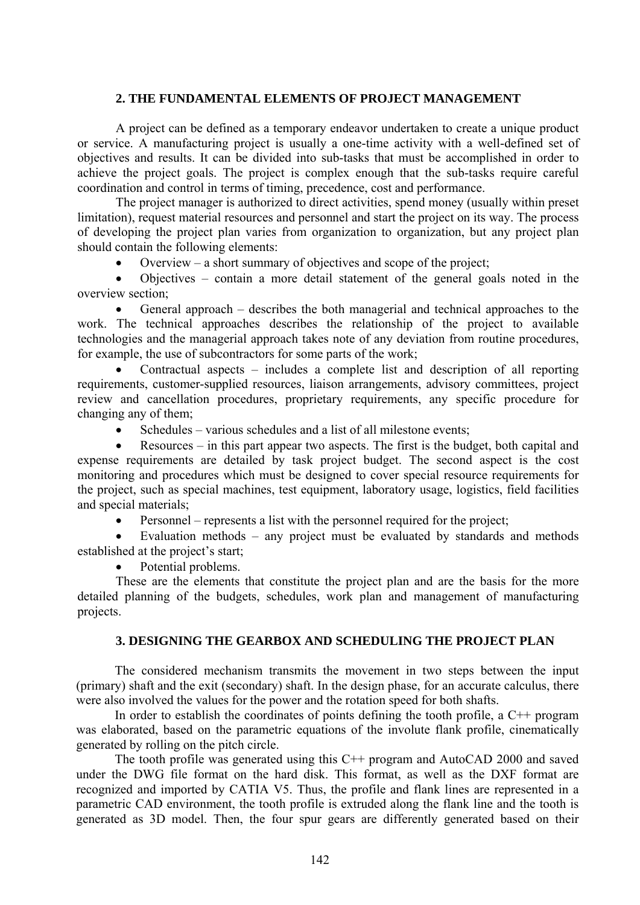## 2. THE FUNDAMENTAL ELEMENTS OF PROJECT MANAGEMENT

A project can be defined as a temporary endeavor undertaken to create a unique product or service. A manufacturing project is usually a one-time activity with a well-defined set of objectives and results. It can be divided into sub-tasks that must be accomplished in order to achieve the project goals. The project is complex enough that the sub-tasks require careful coordination and control in terms of timing, precedence, cost and performance.

The project manager is authorized to direct activities, spend money (usually within preset limitation), request material resources and personnel and start the project on its way. The process of developing the project plan varies from organization to organization, but any project plan should contain the following elements:

- Overview – a short summary of objectives and scope of the project;
- Objectives – contain a more detail statement of the general goals noted in the overview section;
- General approach – describes the both managerial and technical approaches to the work. The technical approaches describes the relationship of the project to available technologies and the managerial approach takes note of any deviation from routine procedures, for example, the use of subcontractors for some parts of the work;
- Contractual aspects – includes a complete list and description of all reporting requirements, customer-supplied resources, liaison arrangements, advisory committees, project review and cancellation procedures, proprietary requirements, any specific procedure for changing any of them;
- Schedules – various schedules and a list of all milestone events;
- Resources – in this part appear two aspects. The first is the budget, both capital and expense requirements are detailed by task project budget. The second aspect is the cost monitoring and procedures which must be designed to cover special resource requirements for the project, such as special machines, test equipment, laboratory usage, logistics, field facilities and special materials;
- Personnel – represents a list with the personnel required for the project;
- Evaluation methods – any project must be evaluated by standards and methods established at the project's start;
- Potential problems.

These are the elements that constitute the project plan and are the basis for the more detailed planning of the budgets, schedules, work plan and management of manufacturing projects.

## 3. DESIGNING THE GEARBOX AND SCHEDULING THE PROJECT PLAN

The considered mechanism transmits the movement in two steps between the input (primary) shaft and the exit (secondary) shaft. In the design phase, for an accurate calculus, there were also involved the values for the power and the rotation speed for both shafts.

In order to establish the coordinates of points defining the tooth profile, a C++ program was elaborated, based on the parametric equations of the involute flank profile, cinematically generated by rolling on the pitch circle.

The tooth profile was generated using this C++ program and AutoCAD 2000 and saved under the DWG file format on the hard disk. This format, as well as the DXF format are recognized and imported by CATIA V5. Thus, the profile and flank lines are represented in a parametric CAD environment, the tooth profile is extruded along the flank line and the tooth is generated as 3D model. Then, the four spur gears are differently generated based on their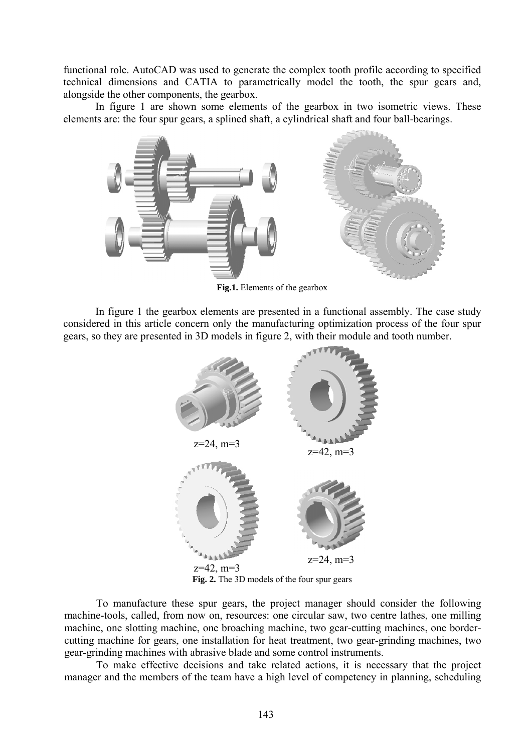functional role. AutoCAD was used to generate the complex tooth profile according to specified technical dimensions and CATIA to parametrically model the tooth, the spur gears and, alongside the other components, the gearbox.

In figure 1 are shown some elements of the gearbox in two isometric views. These elements are: the four spur gears, a splined shaft, a cylindrical shaft and four ball-bearings.

**Fig.1.** Elements of the gearbox

In figure 1 the gearbox elements are presented in a functional assembly. The case study considered in this article concern only the manufacturing optimization process of the four spur gears, so they are presented in 3D models in figure 2, with their module and tooth number.

z=24, m=3

z=42, m=3

z=42, m=3

z=24, m=3

**Fig. 2.** The 3D models of the four spur gears

To manufacture these spur gears, the project manager should consider the following machine-tools, called, from now on, resources: one circular saw, two centre lathes, one milling machine, one slotting machine, one broaching machine, two gear-cutting machines, one border-cutting machine for gears, one installation for heat treatment, two gear-grinding machines, two gear-grinding machines with abrasive blade and some control instruments.

To make effective decisions and take related actions, it is necessary that the project manager and the members of the team have a high level of competency in planning, scheduling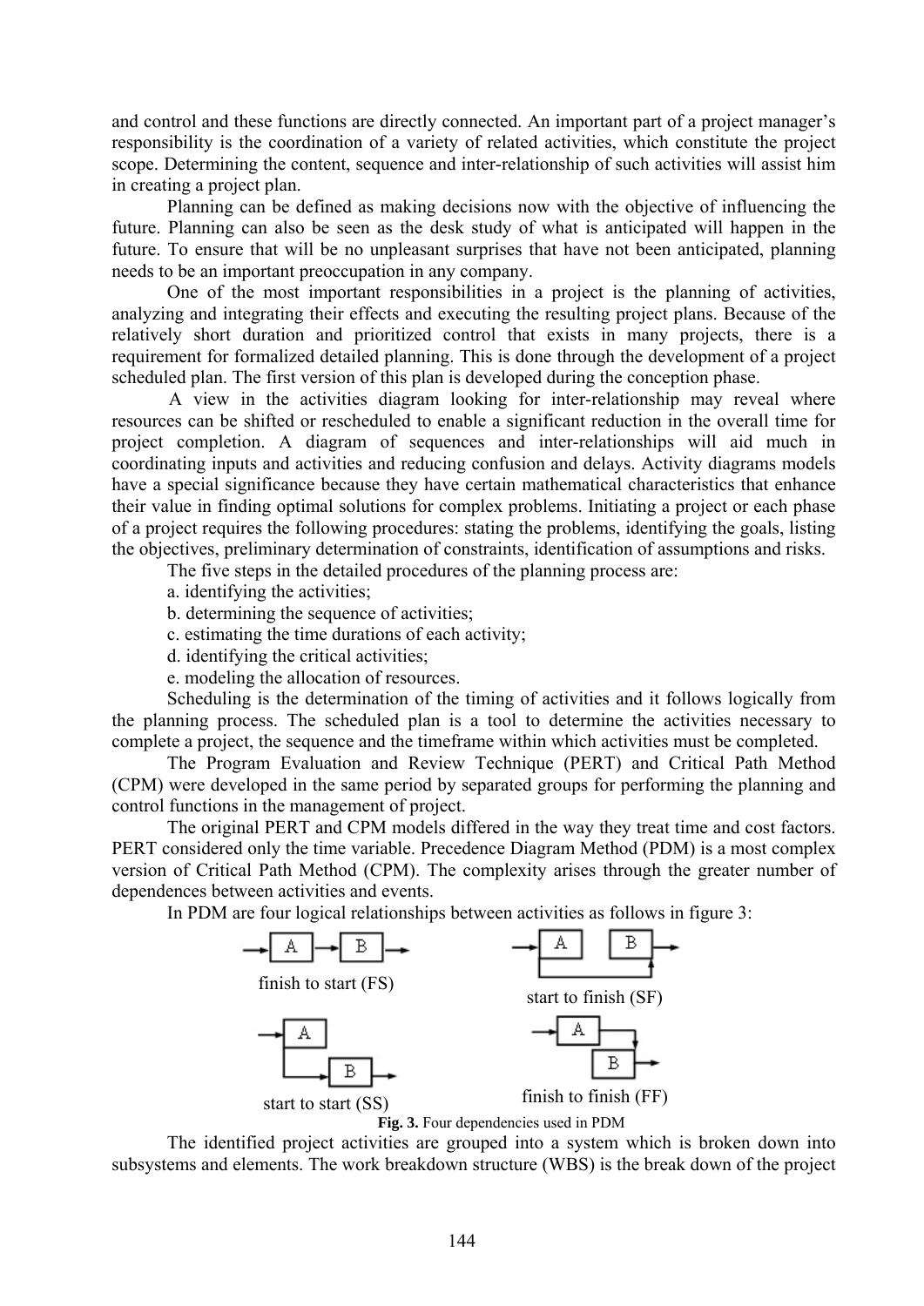and control and these functions are directly connected. An important part of a project manager's responsibility is the coordination of a variety of related activities, which constitute the project scope. Determining the content, sequence and inter-relationship of such activities will assist him in creating a project plan.

Planning can be defined as making decisions now with the objective of influencing the future. Planning can also be seen as the desk study of what is anticipated will happen in the future. To ensure that will be no unpleasant surprises that have not been anticipated, planning needs to be an important preoccupation in any company.

One of the most important responsibilities in a project is the planning of activities, analyzing and integrating their effects and executing the resulting project plans. Because of the relatively short duration and prioritized control that exists in many projects, there is a requirement for formalized detailed planning. This is done through the development of a project scheduled plan. The first version of this plan is developed during the conception phase.

A view in the activities diagram looking for inter-relationship may reveal where resources can be shifted or rescheduled to enable a significant reduction in the overall time for project completion. A diagram of sequences and inter-relationships will aid much in coordinating inputs and activities and reducing confusion and delays. Activity diagrams models have a special significance because they have certain mathematical characteristics that enhance their value in finding optimal solutions for complex problems. Initiating a project or each phase of a project requires the following procedures: stating the problems, identifying the goals, listing the objectives, preliminary determination of constraints, identification of assumptions and risks.

The five steps in the detailed procedures of the planning process are:

a. identifying the activities;

b. determining the sequence of activities;

c. estimating the time durations of each activity;

d. identifying the critical activities;

e. modeling the allocation of resources.

Scheduling is the determination of the timing of activities and it follows logically from the planning process. The scheduled plan is a tool to determine the activities necessary to complete a project, the sequence and the timeframe within which activities must be completed.

The Program Evaluation and Review Technique (PERT) and Critical Path Method (CPM) were developed in the same period by separated groups for performing the planning and control functions in the management of project.

The original PERT and CPM models differed in the way they treat time and cost factors. PERT considered only the time variable. Precedence Diagram Method (PDM) is a most complex version of Critical Path Method (CPM). The complexity arises through the greater number of dependences between activities and events.

In PDM are four logical relationships between activities as follows in figure 3:

finish to start (FS)

start to finish (SF)

start to start (SS)

finish to finish (FF)

**Fig. 3.** Four dependencies used in PDM

The identified project activities are grouped into a system which is broken down into subsystems and elements. The work breakdown structure (WBS) is the break down of the project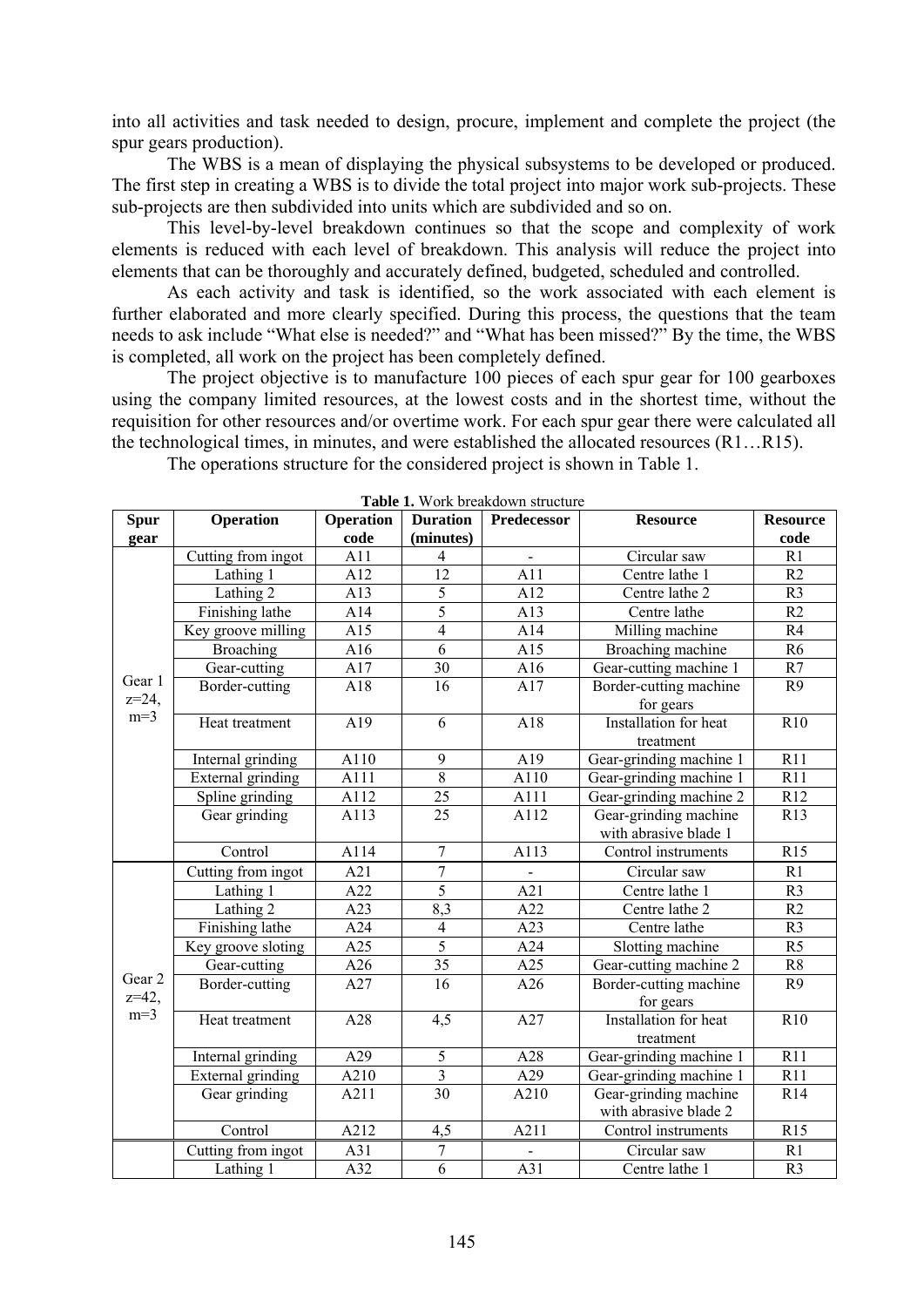into all activities and task needed to design, procure, implement and complete the project (the spur gears production).

The WBS is a mean of displaying the physical subsystems to be developed or produced. The first step in creating a WBS is to divide the total project into major work sub-projects. These sub-projects are then subdivided into units which are subdivided and so on.

This level-by-level breakdown continues so that the scope and complexity of work elements is reduced with each level of breakdown. This analysis will reduce the project into elements that can be thoroughly and accurately defined, budgeted, scheduled and controlled.

As each activity and task is identified, so the work associated with each element is further elaborated and more clearly specified. During this process, the questions that the team needs to ask include "What else is needed?" and "What has been missed?" By the time, the WBS is completed, all work on the project has been completely defined.

The project objective is to manufacture 100 pieces of each spur gear for 100 gearboxes using the company limited resources, at the lowest costs and in the shortest time, without the requisition for other resources and/or overtime work. For each spur gear there were calculated all the technological times, in minutes, and were established the allocated resources (R1…R15).

The operations structure for the considered project is shown in Table 1.

**Table 1.** Work breakdown structure

| Spur gear | Operation | Operation code | Duration (minutes) | Predecessor | Resource | Resource code |
|---|---|---|---|---|---|---|
| Gear 1 z=24, m=3 | Cutting from ingot | A11 | 4 | - | Circular saw | R1 |
| | Lathing 1 | A12 | 12 | A11 | Centre lathe 1 | R2 |
| | Lathing 2 | A13 | 5 | A12 | Centre lathe 2 | R3 |
| | Finishing lathe | A14 | 5 | A13 | Centre lathe | R2 |
| | Key groove milling | A15 | 4 | A14 | Milling machine | R4 |
| | Broaching | A16 | 6 | A15 | Broaching machine | R6 |
| | Gear-cutting | A17 | 30 | A16 | Gear-cutting machine 1 | R7 |
| | Border-cutting | A18 | 16 | A17 | Border-cutting machine for gears | R9 |
| | Heat treatment | A19 | 6 | A18 | Installation for heat treatment | R10 |
| | Internal grinding | A110 | 9 | A19 | Gear-grinding machine 1 | R11 |
| | External grinding | A111 | 8 | A110 | Gear-grinding machine 1 | R11 |
| | Spline grinding | A112 | 25 | A111 | Gear-grinding machine 2 | R12 |
| | Gear grinding | A113 | 25 | A112 | Gear-grinding machine with abrasive blade 1 | R13 |
| | Control | A114 | 7 | A113 | Control instruments | R15 |
| Gear 2 z=42, m=3 | Cutting from ingot | A21 | 7 | - | Circular saw | R1 |
| | Lathing 1 | A22 | 5 | A21 | Centre lathe 1 | R3 |
| | Lathing 2 | A23 | 8,3 | A22 | Centre lathe 2 | R2 |
| | Finishing lathe | A24 | 4 | A23 | Centre lathe | R3 |
| | Key groove sloting | A25 | 5 | A24 | Slotting machine | R5 |
| | Gear-cutting | A26 | 35 | A25 | Gear-cutting machine 2 | R8 |
| | Border-cutting | A27 | 16 | A26 | Border-cutting machine for gears | R9 |
| | Heat treatment | A28 | 4,5 | A27 | Installation for heat treatment | R10 |
| | Internal grinding | A29 | 5 | A28 | Gear-grinding machine 1 | R11 |
| | External grinding | A210 | 3 | A29 | Gear-grinding machine 1 | R11 |
| | Gear grinding | A211 | 30 | A210 | Gear-grinding machine with abrasive blade 2 | R14 |
| | Control | A212 | 4,5 | A211 | Control instruments | R15 |
| | Cutting from ingot | A31 | 7 | - | Circular saw | R1 |
| | Lathing 1 | A32 | 6 | A31 | Centre lathe 1 | R3 |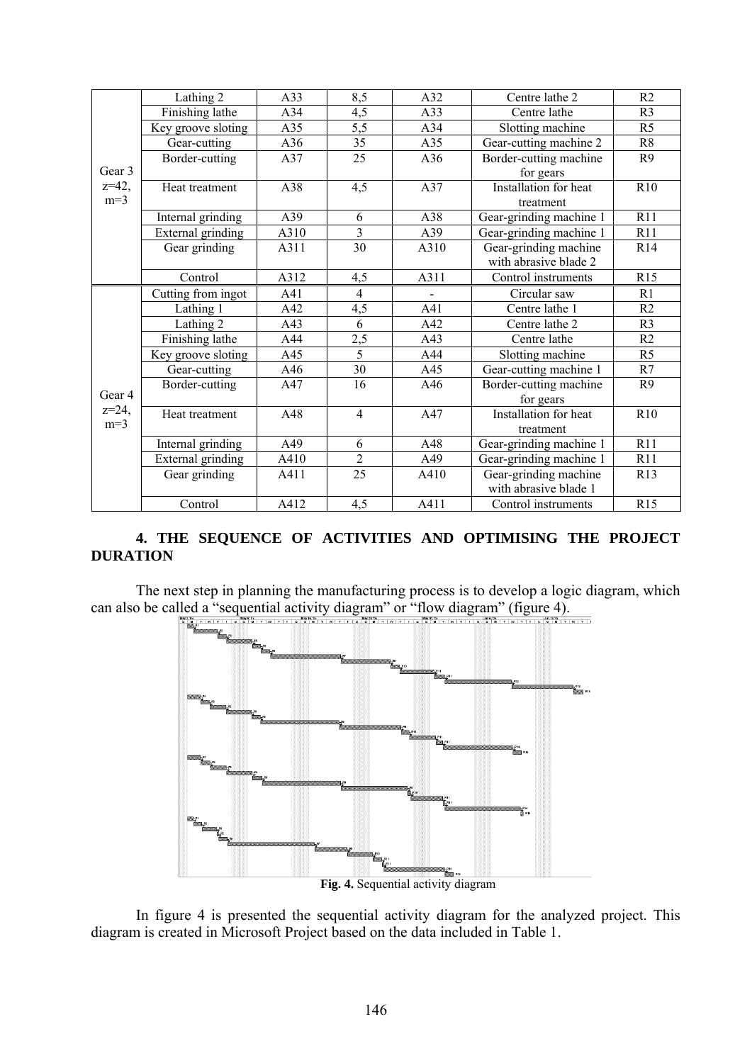| | Lathing 2 | A33 | 8,5 | A32 | Centre lathe 2 | R2 |
|---|---|---|---|---|---|---|
| | Finishing lathe | A34 | 4,5 | A33 | Centre lathe | R3 |
| | Key groove sloting | A35 | 5,5 | A34 | Slotting machine | R5 |
| | Gear-cutting | A36 | 35 | A35 | Gear-cutting machine 2 | R8 |
| Gear 3 z=42, m=3 | Border-cutting | A37 | 25 | A36 | Border-cutting machine for gears | R9 |
| | Heat treatment | A38 | 4,5 | A37 | Installation for heat treatment | R10 |
| | Internal grinding | A39 | 6 | A38 | Gear-grinding machine 1 | R11 |
| | External grinding | A310 | 3 | A39 | Gear-grinding machine 1 | R11 |
| | Gear grinding | A311 | 30 | A310 | Gear-grinding machine with abrasive blade 2 | R14 |
| | Control | A312 | 4,5 | A311 | Control instruments | R15 |
| | Cutting from ingot | A41 | 4 | - | Circular saw | R1 |
| | Lathing 1 | A42 | 4,5 | A41 | Centre lathe 1 | R2 |
| | Lathing 2 | A43 | 6 | A42 | Centre lathe 2 | R3 |
| | Finishing lathe | A44 | 2,5 | A43 | Centre lathe | R2 |
| | Key groove sloting | A45 | 5 | A44 | Slotting machine | R5 |
| | Gear-cutting | A46 | 30 | A45 | Gear-cutting machine 1 | R7 |
| Gear 4 z=24, m=3 | Border-cutting | A47 | 16 | A46 | Border-cutting machine for gears | R9 |
| | Heat treatment | A48 | 4 | A47 | Installation for heat treatment | R10 |
| | Internal grinding | A49 | 6 | A48 | Gear-grinding machine 1 | R11 |
| | External grinding | A410 | 2 | A49 | Gear-grinding machine 1 | R11 |
| | Gear grinding | A411 | 25 | A410 | Gear-grinding machine with abrasive blade 1 | R13 |
| | Control | A412 | 4,5 | A411 | Control instruments | R15 |

## 4. THE SEQUENCE OF ACTIVITIES AND OPTIMISING THE PROJECT DURATION

The next step in planning the manufacturing process is to develop a logic diagram, which can also be called a "sequential activity diagram" or "flow diagram" (figure 4).

**Fig. 4.** Sequential activity diagram

In figure 4 is presented the sequential activity diagram for the analyzed project. This diagram is created in Microsoft Project based on the data included in Table 1.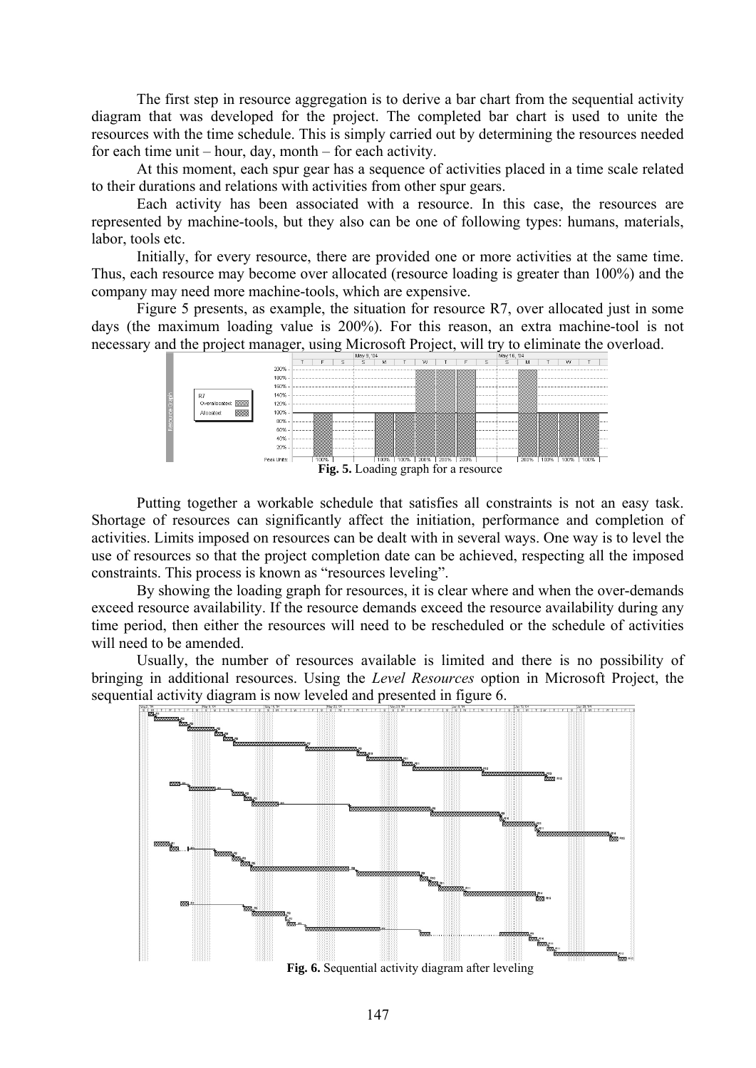The first step in resource aggregation is to derive a bar chart from the sequential activity diagram that was developed for the project. The completed bar chart is used to unite the resources with the time schedule. This is simply carried out by determining the resources needed for each time unit – hour, day, month – for each activity.

At this moment, each spur gear has a sequence of activities placed in a time scale related to their durations and relations with activities from other spur gears.

Each activity has been associated with a resource. In this case, the resources are represented by machine-tools, but they also can be one of following types: humans, materials, labor, tools etc.

Initially, for every resource, there are provided one or more activities at the same time. Thus, each resource may become over allocated (resource loading is greater than 100%) and the company may need more machine-tools, which are expensive.

Figure 5 presents, as example, the situation for resource R7, over allocated just in some days (the maximum loading value is 200%). For this reason, an extra machine-tool is not necessary and the project manager, using Microsoft Project, will try to eliminate the overload.

**Fig. 5.** Loading graph for a resource

Putting together a workable schedule that satisfies all constraints is not an easy task. Shortage of resources can significantly affect the initiation, performance and completion of activities. Limits imposed on resources can be dealt with in several ways. One way is to level the use of resources so that the project completion date can be achieved, respecting all the imposed constraints. This process is known as "resources leveling".

By showing the loading graph for resources, it is clear where and when the over-demands exceed resource availability. If the resource demands exceed the resource availability during any time period, then either the resources will need to be rescheduled or the schedule of activities will need to be amended.

Usually, the number of resources available is limited and there is no possibility of bringing in additional resources. Using the *Level Resources* option in Microsoft Project, the sequential activity diagram is now leveled and presented in figure 6.

**Fig. 6.** Sequential activity diagram after leveling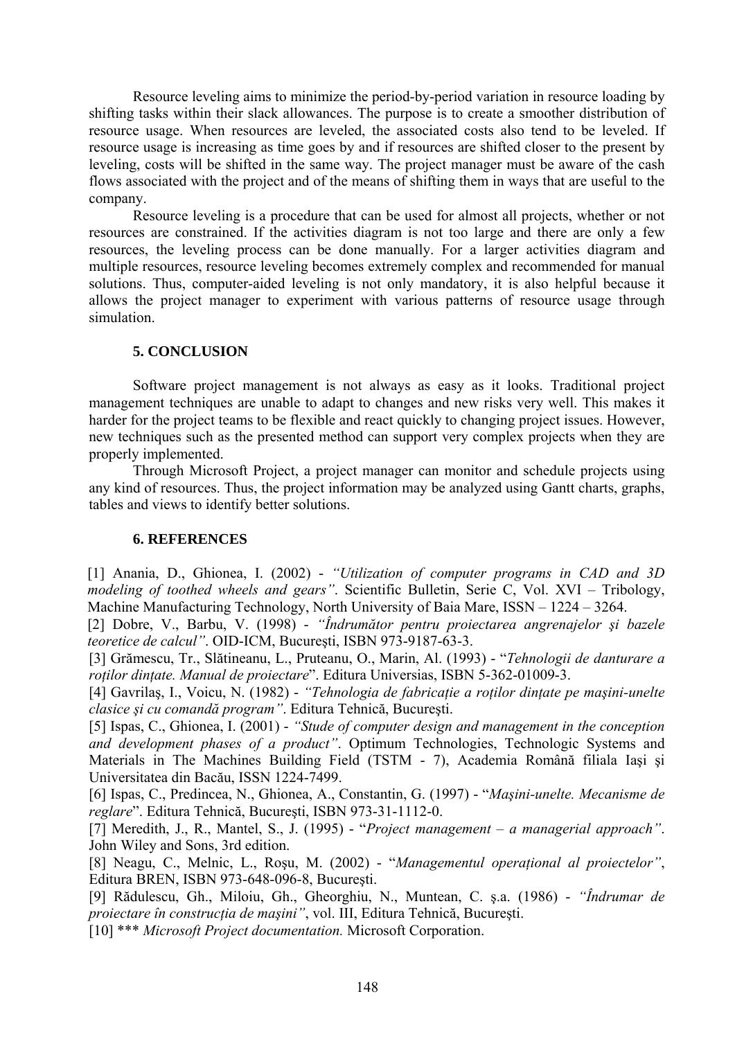Resource leveling aims to minimize the period-by-period variation in resource loading by shifting tasks within their slack allowances. The purpose is to create a smoother distribution of resource usage. When resources are leveled, the associated costs also tend to be leveled. If resource usage is increasing as time goes by and if resources are shifted closer to the present by leveling, costs will be shifted in the same way. The project manager must be aware of the cash flows associated with the project and of the means of shifting them in ways that are useful to the company.

Resource leveling is a procedure that can be used for almost all projects, whether or not resources are constrained. If the activities diagram is not too large and there are only a few resources, the leveling process can be done manually. For a larger activities diagram and multiple resources, resource leveling becomes extremely complex and recommended for manual solutions. Thus, computer-aided leveling is not only mandatory, it is also helpful because it allows the project manager to experiment with various patterns of resource usage through simulation.

## 5. CONCLUSION

Software project management is not always as easy as it looks. Traditional project management techniques are unable to adapt to changes and new risks very well. This makes it harder for the project teams to be flexible and react quickly to changing project issues. However, new techniques such as the presented method can support very complex projects when they are properly implemented.

Through Microsoft Project, a project manager can monitor and schedule projects using any kind of resources. Thus, the project information may be analyzed using Gantt charts, graphs, tables and views to identify better solutions.

## 6. REFERENCES

[1] Anania, D., Ghionea, I. (2002) - *"Utilization of computer programs in CAD and 3D modeling of toothed wheels and gears"*. Scientific Bulletin, Serie C, Vol. XVI – Tribology, Machine Manufacturing Technology, North University of Baia Mare, ISSN – 1224 – 3264.

[2] Dobre, V., Barbu, V. (1998) - *"Îndrumător pentru proiectarea angrenajelor şi bazele teoretice de calcul"*. OID-ICM, Bucureşti, ISBN 973-9187-63-3.

[3] Grămescu, Tr., Slătineanu, L., Pruteanu, O., Marin, Al. (1993) - "*Tehnologii de danturare a roților dințate. Manual de proiectare*". Editura Universias, ISBN 5-362-01009-3.

[4] Gavrilaş, I., Voicu, N. (1982) - *"Tehnologia de fabricație a roților dințate pe maşini-unelte clasice şi cu comandă program"*. Editura Tehnică, Bucureşti.

[5] Ispas, C., Ghionea, I. (2001) - *"Stude of computer design and management in the conception and development phases of a product"*. Optimum Technologies, Technologic Systems and Materials in The Machines Building Field (TSTM - 7), Academia Română filiala Iaşi şi Universitatea din Bacău, ISSN 1224-7499.

[6] Ispas, C., Predincea, N., Ghionea, A., Constantin, G. (1997) - "*Maşini-unelte. Mecanisme de reglare*". Editura Tehnică, Bucureşti, ISBN 973-31-1112-0.

[7] Meredith, J., R., Mantel, S., J. (1995) - "*Project management – a managerial approach"*. John Wiley and Sons, 3rd edition.

[8] Neagu, C., Melnic, L., Roşu, M. (2002) - "*Managementul operațional al proiectelor"*, Editura BREN, ISBN 973-648-096-8, Bucureşti.

[9] Rădulescu, Gh., Miloiu, Gh., Gheorghiu, N., Muntean, C. ş.a. (1986) - *"Îndrumar de proiectare în construcția de maşini"*, vol. III, Editura Tehnică, Bucureşti.

[10] *** *Microsoft Project documentation.* Microsoft Corporation.